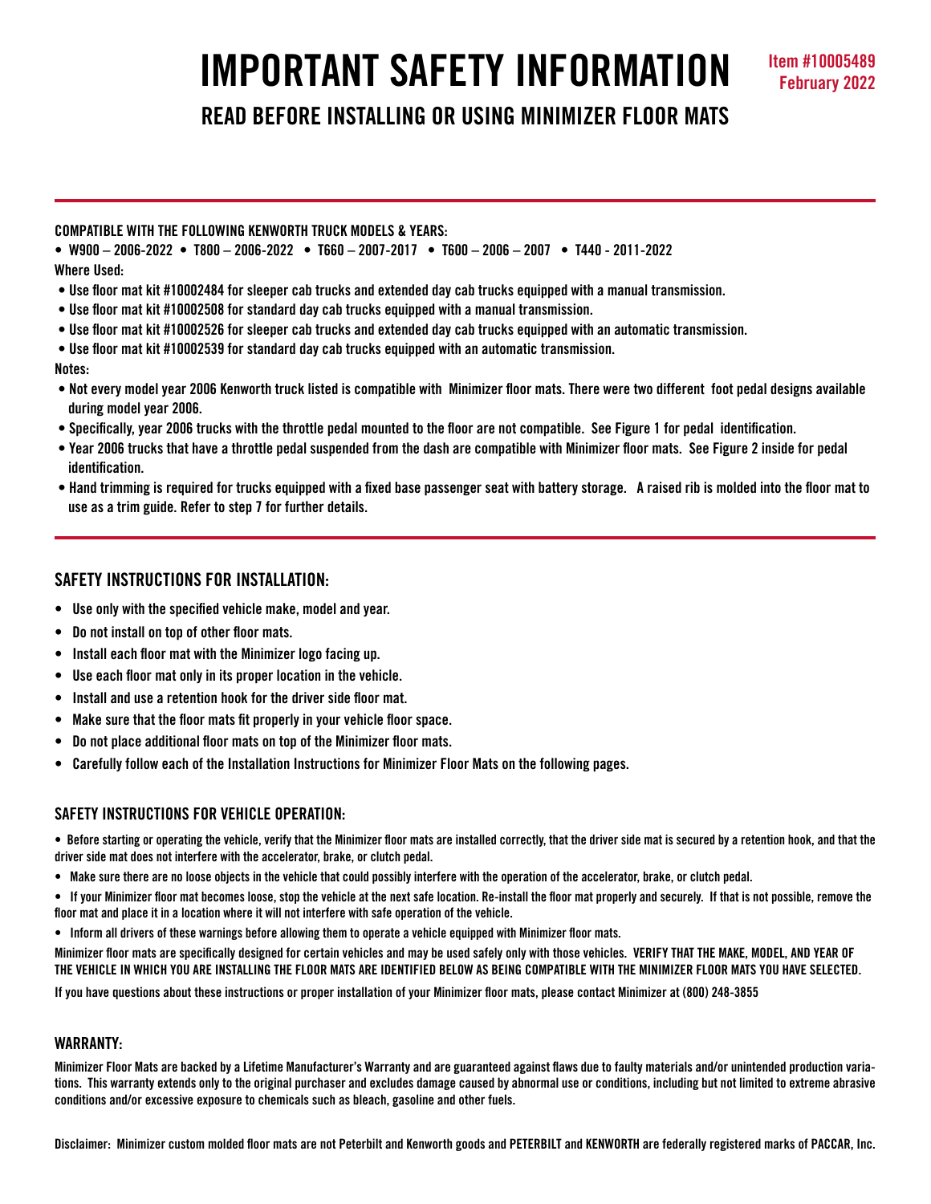# IMPORTANT SAFETY INFORMATION

Item #10005489
February 2022

## READ BEFORE INSTALLING OR USING MINIMIZER FLOOR MATS

**COMPATIBLE WITH THE FOLLOWING KENWORTH TRUCK MODELS & YEARS:**

- W900 – 2006-2022 • T800 – 2006-2022 • T660 – 2007-2017 • T600 – 2006 – 2007 • T440 - 2011-2022

**Where Used:**

- Use floor mat kit #10002484 for sleeper cab trucks and extended day cab trucks equipped with a manual transmission.
- Use floor mat kit #10002508 for standard day cab trucks equipped with a manual transmission.
- Use floor mat kit #10002526 for sleeper cab trucks and extended day cab trucks equipped with an automatic transmission.
- Use floor mat kit #10002539 for standard day cab trucks equipped with an automatic transmission.

**Notes:**

- Not every model year 2006 Kenworth truck listed is compatible with Minimizer floor mats. There were two different foot pedal designs available during model year 2006.
- Specifically, year 2006 trucks with the throttle pedal mounted to the floor are not compatible. See Figure 1 for pedal identification.
- Year 2006 trucks that have a throttle pedal suspended from the dash are compatible with Minimizer floor mats. See Figure 2 inside for pedal identification.
- Hand trimming is required for trucks equipped with a fixed base passenger seat with battery storage. A raised rib is molded into the floor mat to use as a trim guide. Refer to step 7 for further details.

### SAFETY INSTRUCTIONS FOR INSTALLATION:

- Use only with the specified vehicle make, model and year.
- Do not install on top of other floor mats.
- Install each floor mat with the Minimizer logo facing up.
- Use each floor mat only in its proper location in the vehicle.
- Install and use a retention hook for the driver side floor mat.
- Make sure that the floor mats fit properly in your vehicle floor space.
- Do not place additional floor mats on top of the Minimizer floor mats.
- Carefully follow each of the Installation Instructions for Minimizer Floor Mats on the following pages.

### SAFETY INSTRUCTIONS FOR VEHICLE OPERATION:

- Before starting or operating the vehicle, verify that the Minimizer floor mats are installed correctly, that the driver side mat is secured by a retention hook, and that the driver side mat does not interfere with the accelerator, brake, or clutch pedal.
- Make sure there are no loose objects in the vehicle that could possibly interfere with the operation of the accelerator, brake, or clutch pedal.
- If your Minimizer floor mat becomes loose, stop the vehicle at the next safe location. Re-install the floor mat properly and securely. If that is not possible, remove the floor mat and place it in a location where it will not interfere with safe operation of the vehicle.
- Inform all drivers of these warnings before allowing them to operate a vehicle equipped with Minimizer floor mats.

Minimizer floor mats are specifically designed for certain vehicles and may be used safely only with those vehicles. VERIFY THAT THE MAKE, MODEL, AND YEAR OF THE VEHICLE IN WHICH YOU ARE INSTALLING THE FLOOR MATS ARE IDENTIFIED BELOW AS BEING COMPATIBLE WITH THE MINIMIZER FLOOR MATS YOU HAVE SELECTED.

If you have questions about these instructions or proper installation of your Minimizer floor mats, please contact Minimizer at (800) 248-3855

### WARRANTY:

Minimizer Floor Mats are backed by a Lifetime Manufacturer's Warranty and are guaranteed against flaws due to faulty materials and/or unintended production variations. This warranty extends only to the original purchaser and excludes damage caused by abnormal use or conditions, including but not limited to extreme abrasive conditions and/or excessive exposure to chemicals such as bleach, gasoline and other fuels.

Disclaimer: Minimizer custom molded floor mats are not Peterbilt and Kenworth goods and PETERBILT and KENWORTH are federally registered marks of PACCAR, Inc.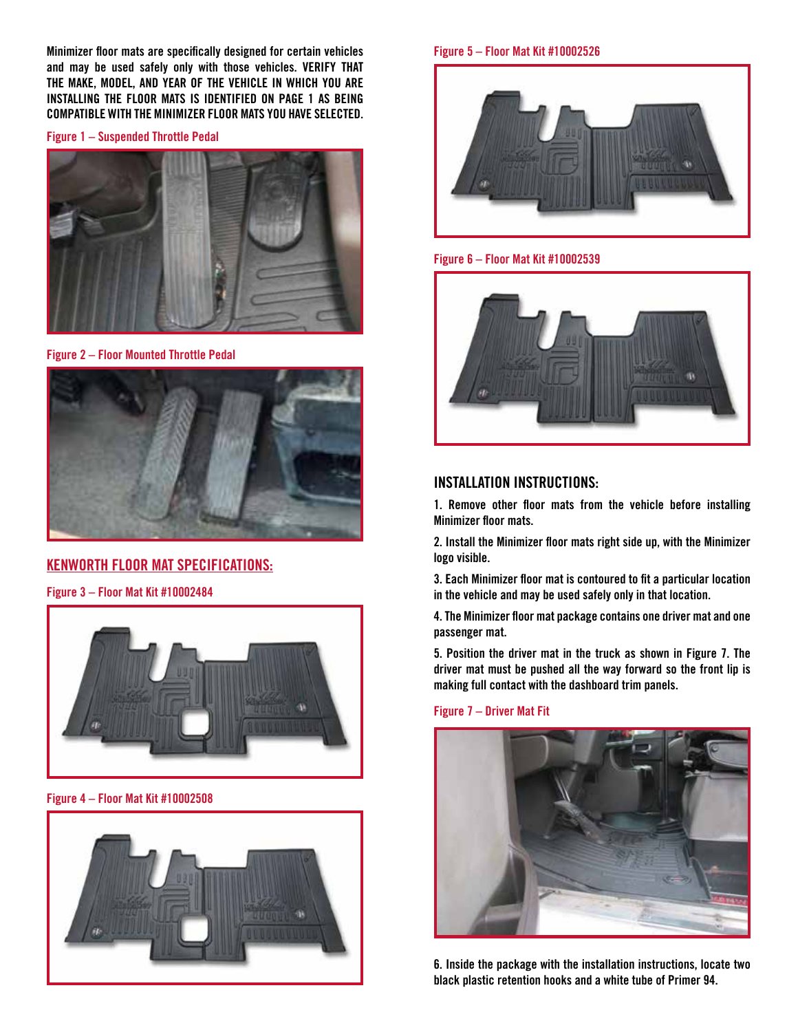**Minimizer floor mats are specifically designed for certain vehicles and may be used safely only with those vehicles. VERIFY THAT THE MAKE, MODEL, AND YEAR OF THE VEHICLE IN WHICH YOU ARE INSTALLING THE FLOOR MATS IS IDENTIFIED ON PAGE 1 AS BEING COMPATIBLE WITH THE MINIMIZER FLOOR MATS YOU HAVE SELECTED.**

Figure 1 – Suspended Throttle Pedal

Figure 2 – Floor Mounted Throttle Pedal

## KENWORTH FLOOR MAT SPECIFICATIONS:

Figure 3 – Floor Mat Kit #10002484

Figure 4 – Floor Mat Kit #10002508

Figure 5 – Floor Mat Kit #10002526

Figure 6 – Floor Mat Kit #10002539

## INSTALLATION INSTRUCTIONS:

1. Remove other floor mats from the vehicle before installing Minimizer floor mats.

2. Install the Minimizer floor mats right side up, with the Minimizer logo visible.

3. Each Minimizer floor mat is contoured to fit a particular location in the vehicle and may be used safely only in that location.

4. The Minimizer floor mat package contains one driver mat and one passenger mat.

5. Position the driver mat in the truck as shown in Figure 7. The driver mat must be pushed all the way forward so the front lip is making full contact with the dashboard trim panels.

Figure 7 – Driver Mat Fit

6. Inside the package with the installation instructions, locate two black plastic retention hooks and a white tube of Primer 94.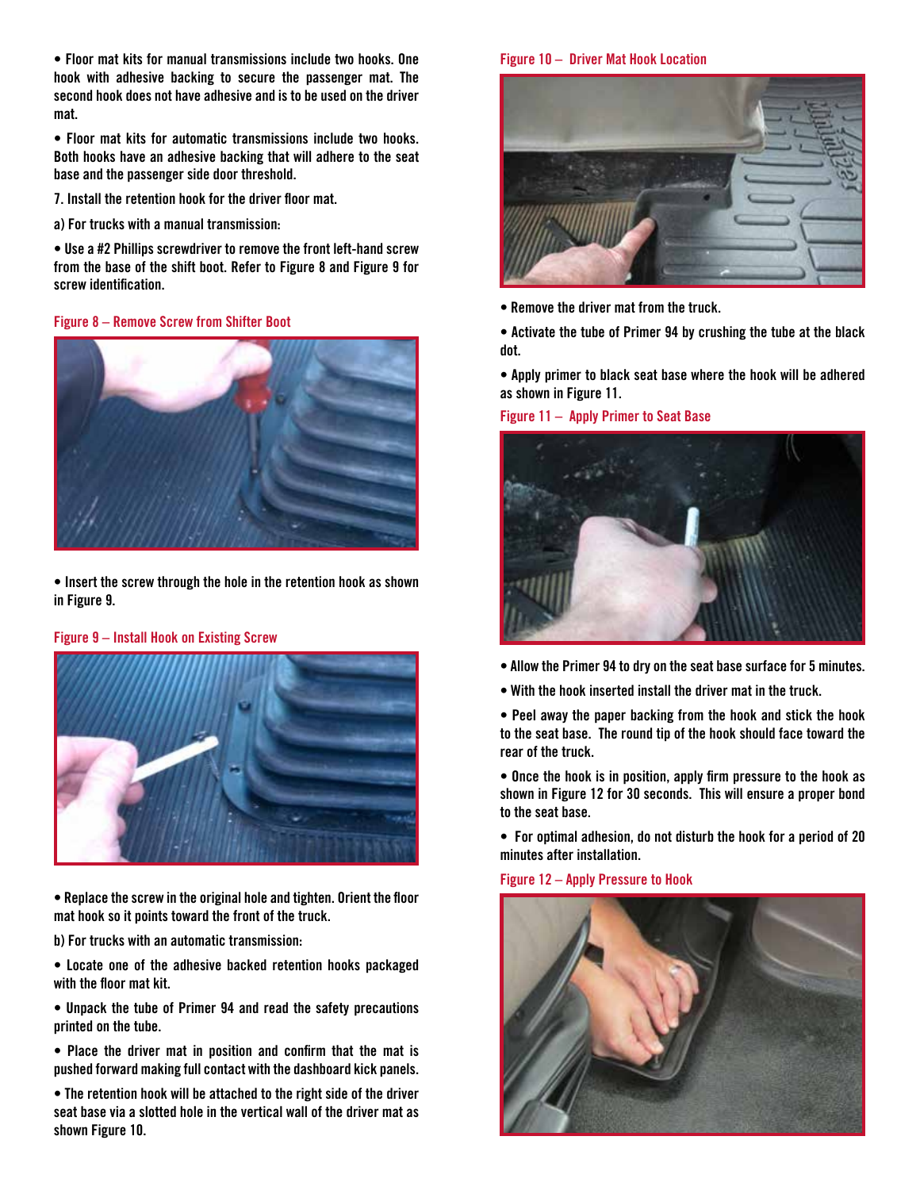• Floor mat kits for manual transmissions include two hooks. One hook with adhesive backing to secure the passenger mat. The second hook does not have adhesive and is to be used on the driver mat.

• Floor mat kits for automatic transmissions include two hooks. Both hooks have an adhesive backing that will adhere to the seat base and the passenger side door threshold.

7. Install the retention hook for the driver floor mat.

a) For trucks with a manual transmission:

• Use a #2 Phillips screwdriver to remove the front left-hand screw from the base of the shift boot. Refer to Figure 8 and Figure 9 for screw identification.

Figure 8 – Remove Screw from Shifter Boot

• Insert the screw through the hole in the retention hook as shown in Figure 9.

Figure 9 – Install Hook on Existing Screw

• Replace the screw in the original hole and tighten. Orient the floor mat hook so it points toward the front of the truck.

b) For trucks with an automatic transmission:

• Locate one of the adhesive backed retention hooks packaged with the floor mat kit.

• Unpack the tube of Primer 94 and read the safety precautions printed on the tube.

• Place the driver mat in position and confirm that the mat is pushed forward making full contact with the dashboard kick panels.

• The retention hook will be attached to the right side of the driver seat base via a slotted hole in the vertical wall of the driver mat as shown Figure 10.

Figure 10 – Driver Mat Hook Location

• Remove the driver mat from the truck.

• Activate the tube of Primer 94 by crushing the tube at the black dot.

• Apply primer to black seat base where the hook will be adhered as shown in Figure 11.

Figure 11 – Apply Primer to Seat Base

• Allow the Primer 94 to dry on the seat base surface for 5 minutes.

• With the hook inserted install the driver mat in the truck.

• Peel away the paper backing from the hook and stick the hook to the seat base. The round tip of the hook should face toward the rear of the truck.

• Once the hook is in position, apply firm pressure to the hook as shown in Figure 12 for 30 seconds. This will ensure a proper bond to the seat base.

• For optimal adhesion, do not disturb the hook for a period of 20 minutes after installation.

Figure 12 – Apply Pressure to Hook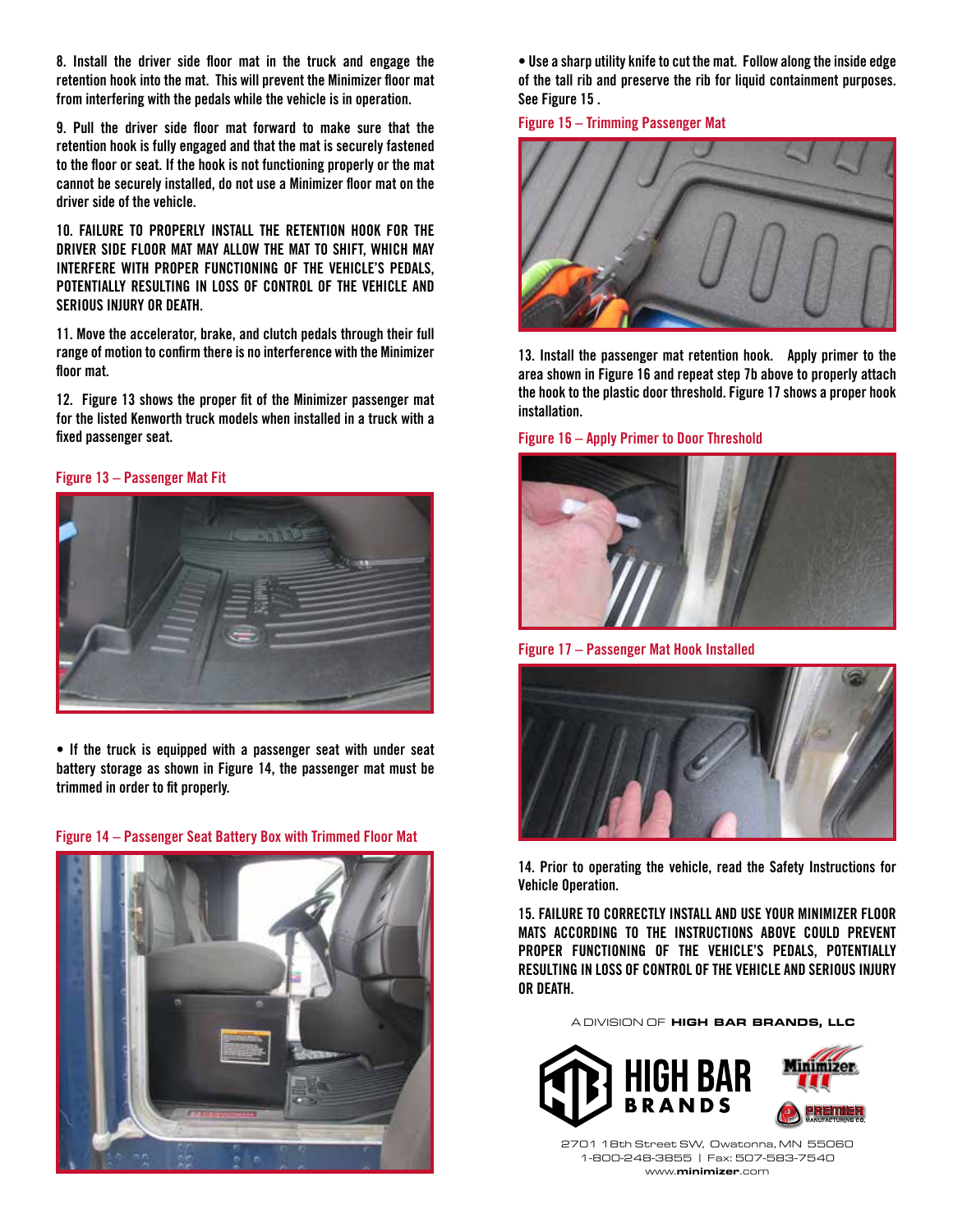8. Install the driver side floor mat in the truck and engage the retention hook into the mat. This will prevent the Minimizer floor mat from interfering with the pedals while the vehicle is in operation.

9. Pull the driver side floor mat forward to make sure that the retention hook is fully engaged and that the mat is securely fastened to the floor or seat. If the hook is not functioning properly or the mat cannot be securely installed, do not use a Minimizer floor mat on the driver side of the vehicle.

10. **FAILURE TO PROPERLY INSTALL THE RETENTION HOOK FOR THE DRIVER SIDE FLOOR MAT MAY ALLOW THE MAT TO SHIFT, WHICH MAY INTERFERE WITH PROPER FUNCTIONING OF THE VEHICLE'S PEDALS, POTENTIALLY RESULTING IN LOSS OF CONTROL OF THE VEHICLE AND SERIOUS INJURY OR DEATH.**

11. Move the accelerator, brake, and clutch pedals through their full range of motion to confirm there is no interference with the Minimizer floor mat.

12. Figure 13 shows the proper fit of the Minimizer passenger mat for the listed Kenworth truck models when installed in a truck with a fixed passenger seat.

Figure 13 – Passenger Mat Fit

- If the truck is equipped with a passenger seat with under seat battery storage as shown in Figure 14, the passenger mat must be trimmed in order to fit properly.

Figure 14 – Passenger Seat Battery Box with Trimmed Floor Mat

- Use a sharp utility knife to cut the mat. Follow along the inside edge of the tall rib and preserve the rib for liquid containment purposes. See Figure 15 .

Figure 15 – Trimming Passenger Mat

13. Install the passenger mat retention hook. Apply primer to the area shown in Figure 16 and repeat step 7b above to properly attach the hook to the plastic door threshold. Figure 17 shows a proper hook installation.

Figure 16 – Apply Primer to Door Threshold

Figure 17 – Passenger Mat Hook Installed

14. Prior to operating the vehicle, read the Safety Instructions for Vehicle Operation.

15. **FAILURE TO CORRECTLY INSTALL AND USE YOUR MINIMIZER FLOOR MATS ACCORDING TO THE INSTRUCTIONS ABOVE COULD PREVENT PROPER FUNCTIONING OF THE VEHICLE'S PEDALS, POTENTIALLY RESULTING IN LOSS OF CONTROL OF THE VEHICLE AND SERIOUS INJURY OR DEATH.**

A DIVISION OF **HIGH BAR BRANDS, LLC**

HIGH BAR BRANDS

Minimizer

PREMIER MANUFACTURING CO.

2701 18th Street SW, Owatonna, MN 55060
1-800-248-3855 | Fax: 507-583-7540
www.**minimizer**.com